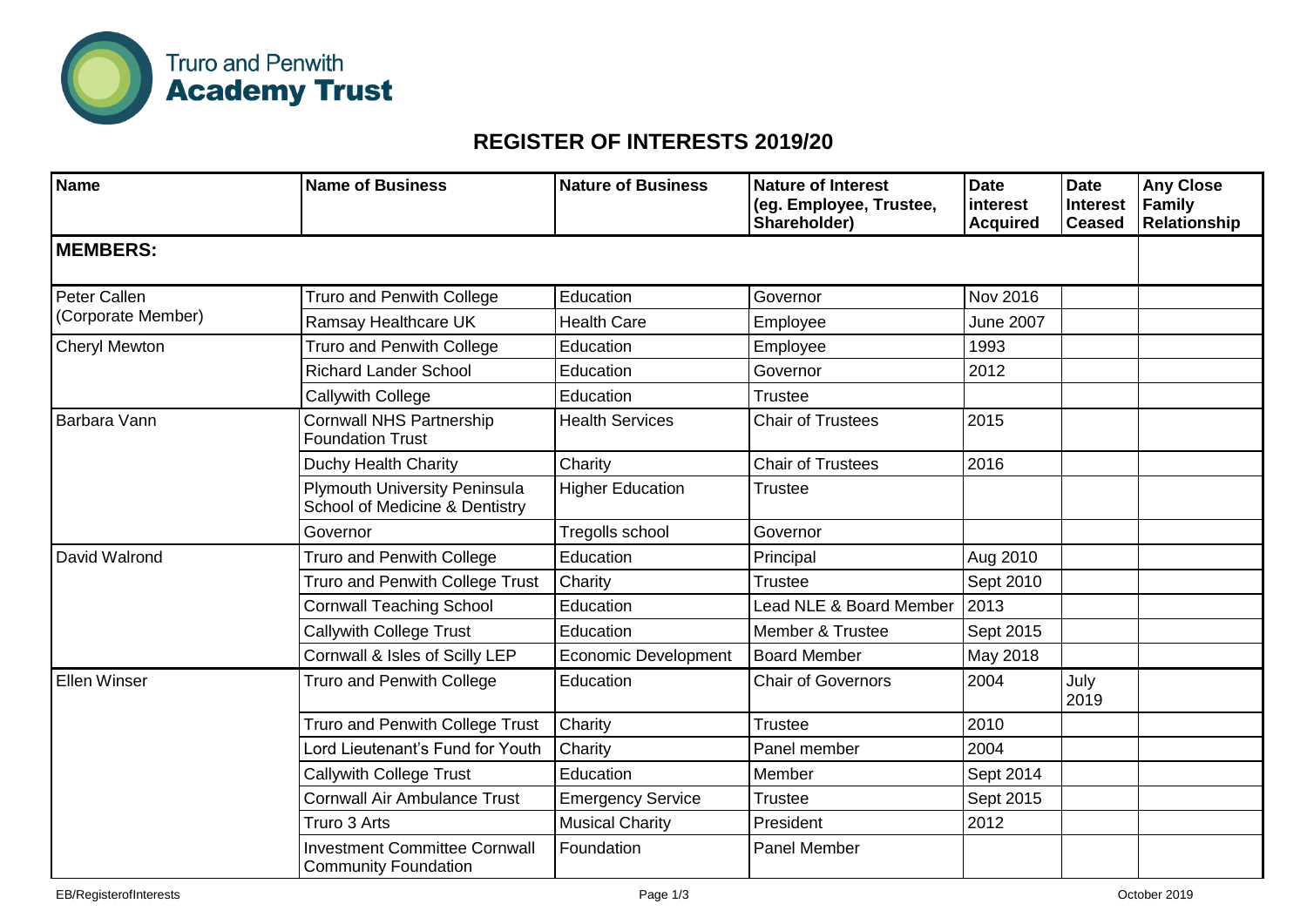Truro and Penwith **Academy Trust**

# REGISTER OF INTERESTS 2019/20

| Name | Name of Business | Nature of Business | Nature of Interest (eg. Employee, Trustee, Shareholder) | Date interest Acquired | Date Interest Ceased | Any Close Family Relationship |
|---|---|---|---|---|---|---|
| **MEMBERS:** | | | | | | |
| Peter Callen (Corporate Member) | Truro and Penwith College | Education | Governor | Nov 2016 | | |
| | Ramsay Healthcare UK | Health Care | Employee | June 2007 | | |
| Cheryl Mewton | Truro and Penwith College | Education | Employee | 1993 | | |
| | Richard Lander School | Education | Governor | 2012 | | |
| | Callywith College | Education | Trustee | | | |
| Barbara Vann | Cornwall NHS Partnership Foundation Trust | Health Services | Chair of Trustees | 2015 | | |
| | Duchy Health Charity | Charity | Chair of Trustees | 2016 | | |
| | Plymouth University Peninsula School of Medicine & Dentistry | Higher Education | Trustee | | | |
| | Governor | Tregolls school | Governor | | | |
| David Walrond | Truro and Penwith College | Education | Principal | Aug 2010 | | |
| | Truro and Penwith College Trust | Charity | Trustee | Sept 2010 | | |
| | Cornwall Teaching School | Education | Lead NLE & Board Member | 2013 | | |
| | Callywith College Trust | Education | Member & Trustee | Sept 2015 | | |
| | Cornwall & Isles of Scilly LEP | Economic Development | Board Member | May 2018 | | |
| Ellen Winser | Truro and Penwith College | Education | Chair of Governors | 2004 | July 2019 | |
| | Truro and Penwith College Trust | Charity | Trustee | 2010 | | |
| | Lord Lieutenant's Fund for Youth | Charity | Panel member | 2004 | | |
| | Callywith College Trust | Education | Member | Sept 2014 | | |
| | Cornwall Air Ambulance Trust | Emergency Service | Trustee | Sept 2015 | | |
| | Truro 3 Arts | Musical Charity | President | 2012 | | |
| | Investment Committee Cornwall Community Foundation | Foundation | Panel Member | | | |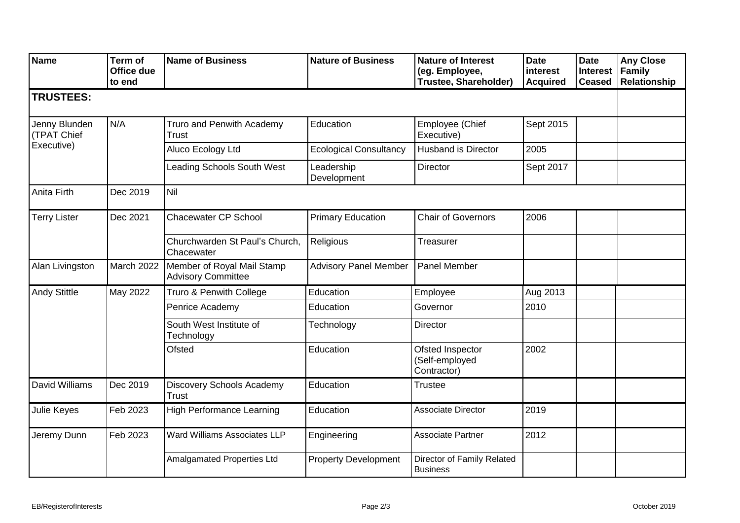| Name | Term of Office due to end | Name of Business | Nature of Business | Nature of Interest (eg. Employee, Trustee, Shareholder) | Date interest Acquired | Date Interest Ceased | Any Close Family Relationship |
|---|---|---|---|---|---|---|---|
| **TRUSTEES:** | | | | | | | |
| Jenny Blunden (TPAT Chief Executive) | N/A | Truro and Penwith Academy Trust | Education | Employee (Chief Executive) | Sept 2015 | | |
| | | Aluco Ecology Ltd | Ecological Consultancy | Husband is Director | 2005 | | |
| | | Leading Schools South West | Leadership Development | Director | Sept 2017 | | |
| Anita Firth | Dec 2019 | Nil | | | | | |
| Terry Lister | Dec 2021 | Chacewater CP School | Primary Education | Chair of Governors | 2006 | | |
| | | Churchwarden St Paul's Church, Chacewater | Religious | Treasurer | | | |
| Alan Livingston | March 2022 | Member of Royal Mail Stamp Advisory Committee | Advisory Panel Member | Panel Member | | | |
| Andy Stittle | May 2022 | Truro & Penwith College | Education | Employee | Aug 2013 | | |
| | | Penrice Academy | Education | Governor | 2010 | | |
| | | South West Institute of Technology | Technology | Director | | | |
| | | Ofsted | Education | Ofsted Inspector (Self-employed Contractor) | 2002 | | |
| David Williams | Dec 2019 | Discovery Schools Academy Trust | Education | Trustee | | | |
| Julie Keyes | Feb 2023 | High Performance Learning | Education | Associate Director | 2019 | | |
| Jeremy Dunn | Feb 2023 | Ward Williams Associates LLP | Engineering | Associate Partner | 2012 | | |
| | | Amalgamated Properties Ltd | Property Development | Director of Family Related Business | | | |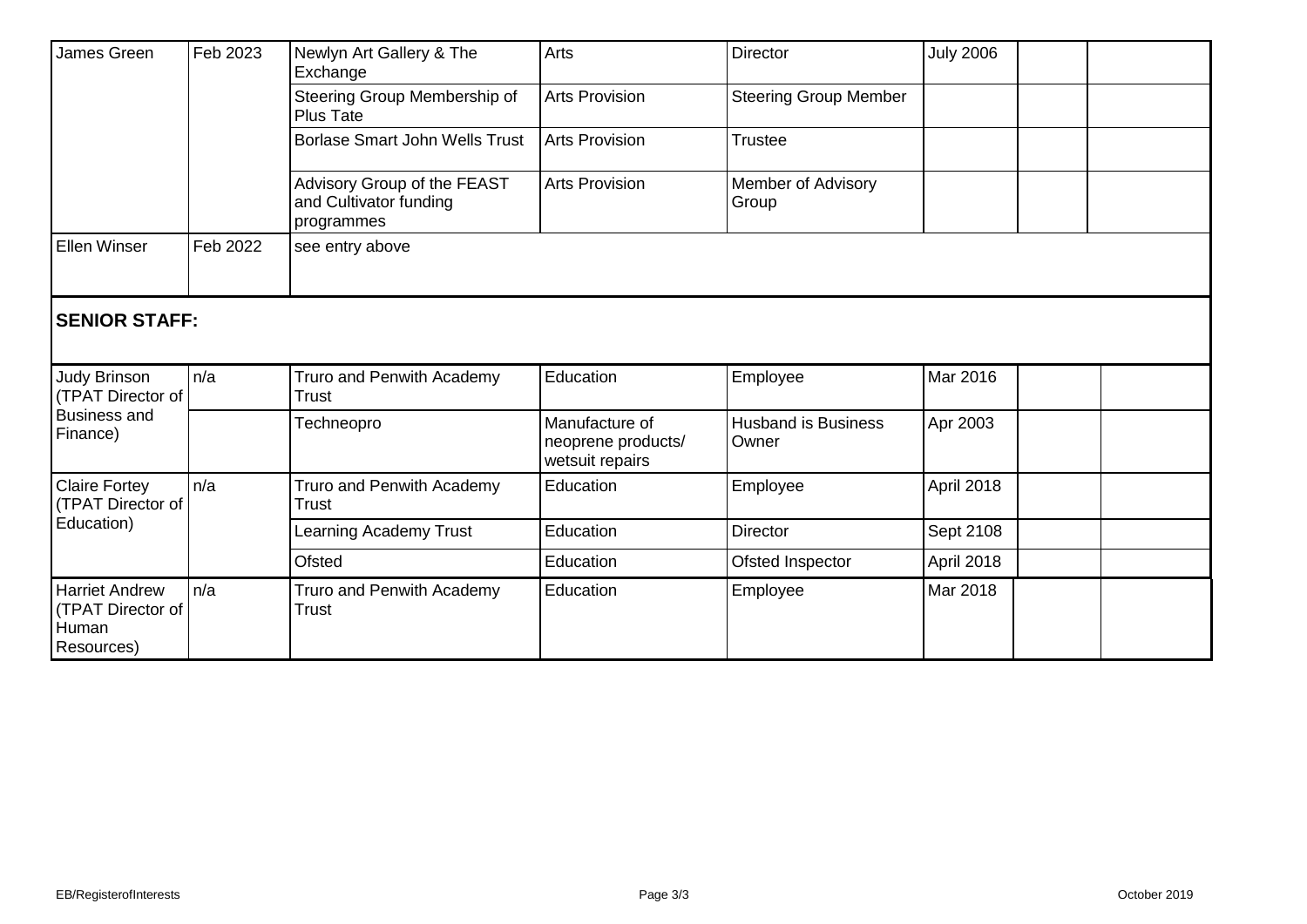| | | | | | | | |
|---|---|---|---|---|---|---|---|
| James Green | Feb 2023 | Newlyn Art Gallery & The Exchange | Arts | Director | July 2006 | | |
| | | Steering Group Membership of Plus Tate | Arts Provision | Steering Group Member | | | |
| | | Borlase Smart John Wells Trust | Arts Provision | Trustee | | | |
| | | Advisory Group of the FEAST and Cultivator funding programmes | Arts Provision | Member of Advisory Group | | | |
| Ellen Winser | Feb 2022 | see entry above | | | | | |
| **SENIOR STAFF:** | | | | | | | |
| Judy Brinson (TPAT Director of Business and Finance) | n/a | Truro and Penwith Academy Trust | Education | Employee | Mar 2016 | | |
| | | Techneopro | Manufacture of neoprene products/ wetsuit repairs | Husband is Business Owner | Apr 2003 | | |
| Claire Fortey (TPAT Director of Education) | n/a | Truro and Penwith Academy Trust | Education | Employee | April 2018 | | |
| | | Learning Academy Trust | Education | Director | Sept 2108 | | |
| | | Ofsted | Education | Ofsted Inspector | April 2018 | | |
| Harriet Andrew (TPAT Director of Human Resources) | n/a | Truro and Penwith Academy Trust | Education | Employee | Mar 2018 | | |

EB/RegisterofInterests October 2019